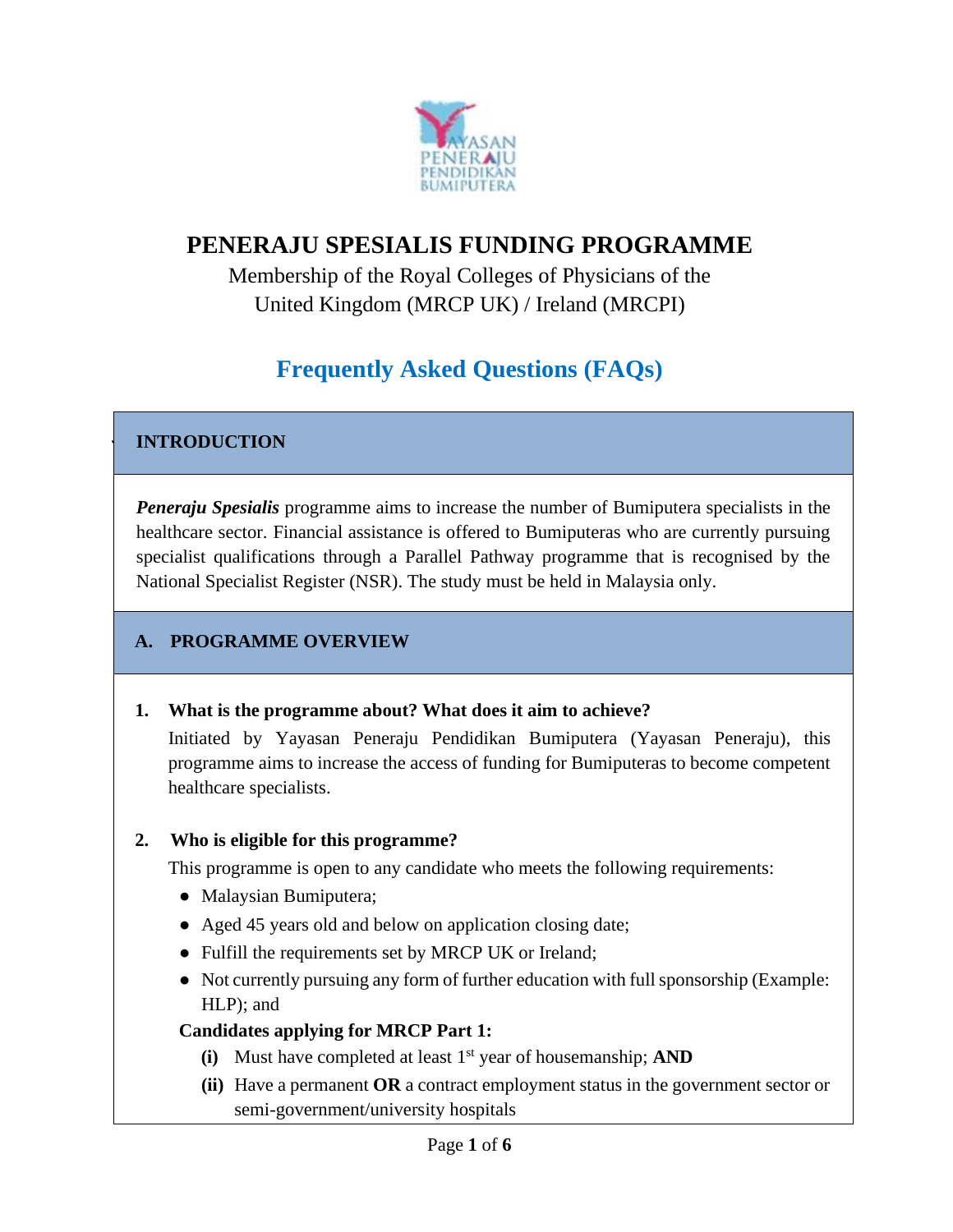# PENERAJU SPESIALIS FUNDING PROGRAMME

Membership of the Royal Colleges of Physicians of the United Kingdom (MRCP UK) / Ireland (MRCPI)

## Frequently Asked Questions (FAQs)

### INTRODUCTION

***Peneraju Spesialis*** programme aims to increase the number of Bumiputera specialists in the healthcare sector. Financial assistance is offered to Bumiputeras who are currently pursuing specialist qualifications through a Parallel Pathway programme that is recognised by the National Specialist Register (NSR). The study must be held in Malaysia only.

### A. PROGRAMME OVERVIEW

**1. What is the programme about? What does it aim to achieve?**

Initiated by Yayasan Peneraju Pendidikan Bumiputera (Yayasan Peneraju), this programme aims to increase the access of funding for Bumiputeras to become competent healthcare specialists.

**2. Who is eligible for this programme?**

This programme is open to any candidate who meets the following requirements:

- Malaysian Bumiputera;
- Aged 45 years old and below on application closing date;
- Fulfill the requirements set by MRCP UK or Ireland;
- Not currently pursuing any form of further education with full sponsorship (Example: HLP); and

**Candidates applying for MRCP Part 1:**

- **(i)** Must have completed at least 1st year of housemanship; **AND**
- **(ii)** Have a permanent **OR** a contract employment status in the government sector or semi-government/university hospitals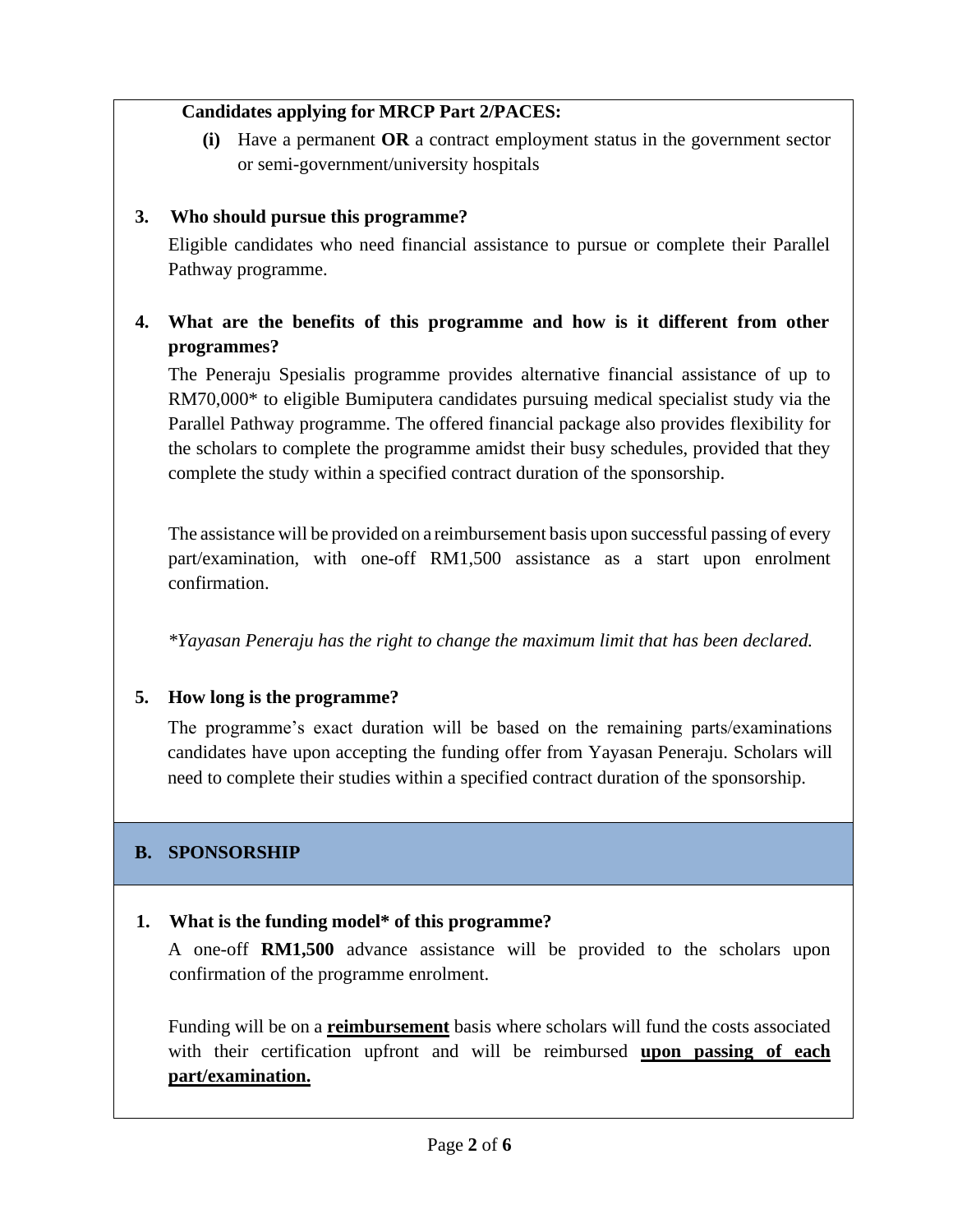**Candidates applying for MRCP Part 2/PACES:**

**(i)** Have a permanent **OR** a contract employment status in the government sector or semi-government/university hospitals

**3. Who should pursue this programme?**

Eligible candidates who need financial assistance to pursue or complete their Parallel Pathway programme.

**4. What are the benefits of this programme and how is it different from other programmes?**

The Peneraju Spesialis programme provides alternative financial assistance of up to RM70,000* to eligible Bumiputera candidates pursuing medical specialist study via the Parallel Pathway programme. The offered financial package also provides flexibility for the scholars to complete the programme amidst their busy schedules, provided that they complete the study within a specified contract duration of the sponsorship.

The assistance will be provided on a reimbursement basis upon successful passing of every part/examination, with one-off RM1,500 assistance as a start upon enrolment confirmation.

*\*Yayasan Peneraju has the right to change the maximum limit that has been declared.*

**5. How long is the programme?**

The programme's exact duration will be based on the remaining parts/examinations candidates have upon accepting the funding offer from Yayasan Peneraju. Scholars will need to complete their studies within a specified contract duration of the sponsorship.

## B. SPONSORSHIP

**1. What is the funding model* of this programme?**

A one-off **RM1,500** advance assistance will be provided to the scholars upon confirmation of the programme enrolment.

Funding will be on a <u>**reimbursement**</u> basis where scholars will fund the costs associated with their certification upfront and will be reimbursed <u>**upon passing of each part/examination.**</u>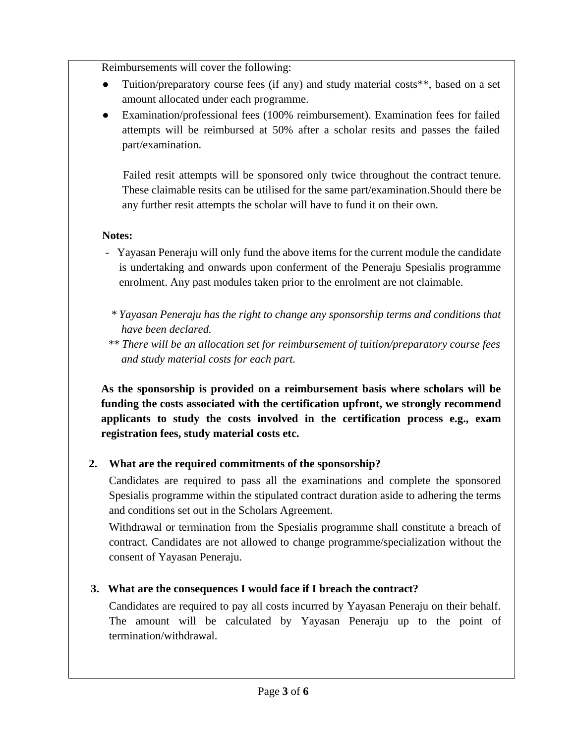Reimbursements will cover the following:

- Tuition/preparatory course fees (if any) and study material costs**, based on a set amount allocated under each programme.
- Examination/professional fees (100% reimbursement). Examination fees for failed attempts will be reimbursed at 50% after a scholar resits and passes the failed part/examination.

  Failed resit attempts will be sponsored only twice throughout the contract tenure. These claimable resits can be utilised for the same part/examination.Should there be any further resit attempts the scholar will have to fund it on their own.

**Notes:**

- Yayasan Peneraju will only fund the above items for the current module the candidate is undertaking and onwards upon conferment of the Peneraju Spesialis programme enrolment. Any past modules taken prior to the enrolment are not claimable.

*\* Yayasan Peneraju has the right to change any sponsorship terms and conditions that have been declared.*

*\*\* There will be an allocation set for reimbursement of tuition/preparatory course fees and study material costs for each part.*

**As the sponsorship is provided on a reimbursement basis where scholars will be funding the costs associated with the certification upfront, we strongly recommend applicants to study the costs involved in the certification process e.g., exam registration fees, study material costs etc.**

**2. What are the required commitments of the sponsorship?**

Candidates are required to pass all the examinations and complete the sponsored Spesialis programme within the stipulated contract duration aside to adhering the terms and conditions set out in the Scholars Agreement.

Withdrawal or termination from the Spesialis programme shall constitute a breach of contract. Candidates are not allowed to change programme/specialization without the consent of Yayasan Peneraju.

**3. What are the consequences I would face if I breach the contract?**

Candidates are required to pay all costs incurred by Yayasan Peneraju on their behalf. The amount will be calculated by Yayasan Peneraju up to the point of termination/withdrawal.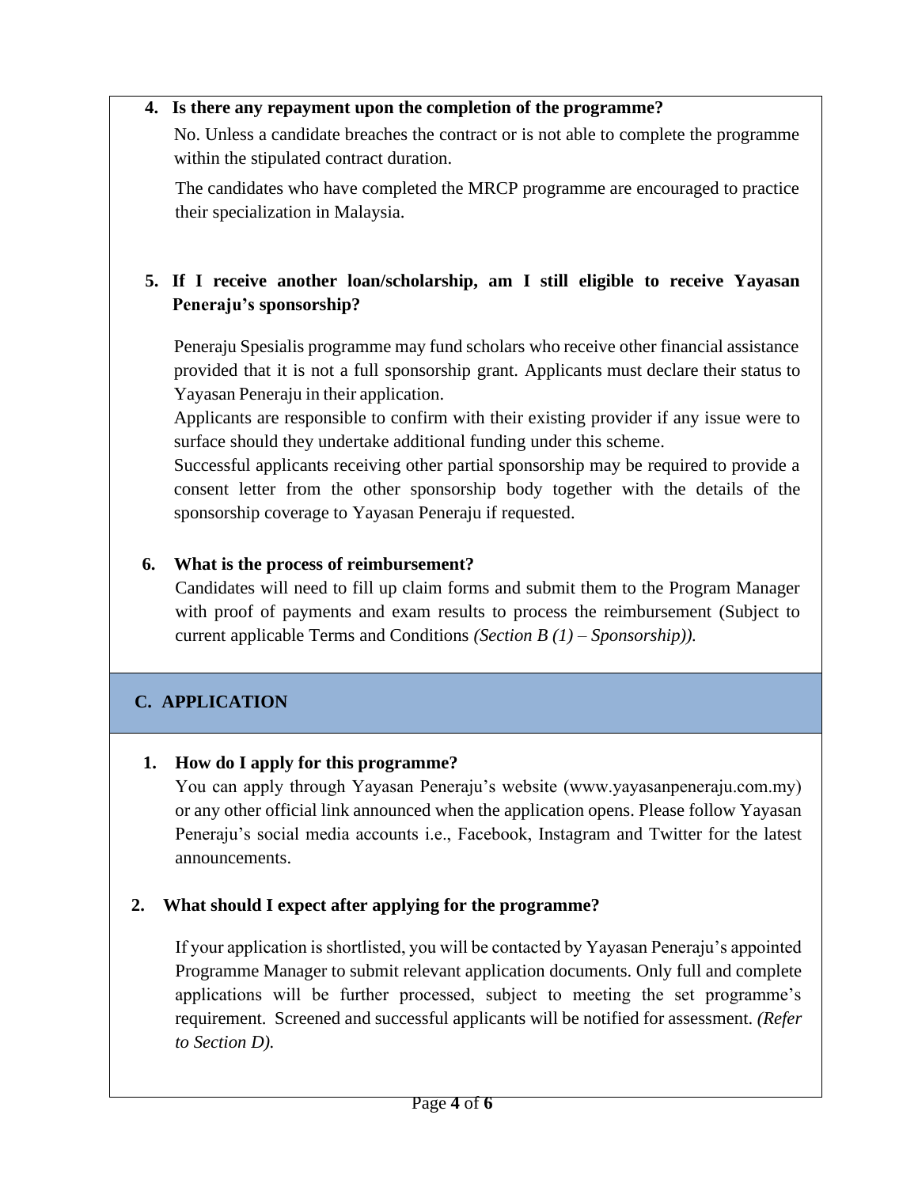**4. Is there any repayment upon the completion of the programme?**

No. Unless a candidate breaches the contract or is not able to complete the programme within the stipulated contract duration.

The candidates who have completed the MRCP programme are encouraged to practice their specialization in Malaysia.

**5. If I receive another loan/scholarship, am I still eligible to receive Yayasan Peneraju's sponsorship?**

Peneraju Spesialis programme may fund scholars who receive other financial assistance provided that it is not a full sponsorship grant. Applicants must declare their status to Yayasan Peneraju in their application.

Applicants are responsible to confirm with their existing provider if any issue were to surface should they undertake additional funding under this scheme.

Successful applicants receiving other partial sponsorship may be required to provide a consent letter from the other sponsorship body together with the details of the sponsorship coverage to Yayasan Peneraju if requested.

**6. What is the process of reimbursement?**

Candidates will need to fill up claim forms and submit them to the Program Manager with proof of payments and exam results to process the reimbursement (Subject to current applicable Terms and Conditions *(Section B (1) – Sponsorship)).*

## C. APPLICATION

**1. How do I apply for this programme?**

You can apply through Yayasan Peneraju's website (www.yayasanpeneraju.com.my) or any other official link announced when the application opens. Please follow Yayasan Peneraju's social media accounts i.e., Facebook, Instagram and Twitter for the latest announcements.

**2. What should I expect after applying for the programme?**

If your application is shortlisted, you will be contacted by Yayasan Peneraju's appointed Programme Manager to submit relevant application documents. Only full and complete applications will be further processed, subject to meeting the set programme's requirement. Screened and successful applicants will be notified for assessment. *(Refer to Section D).*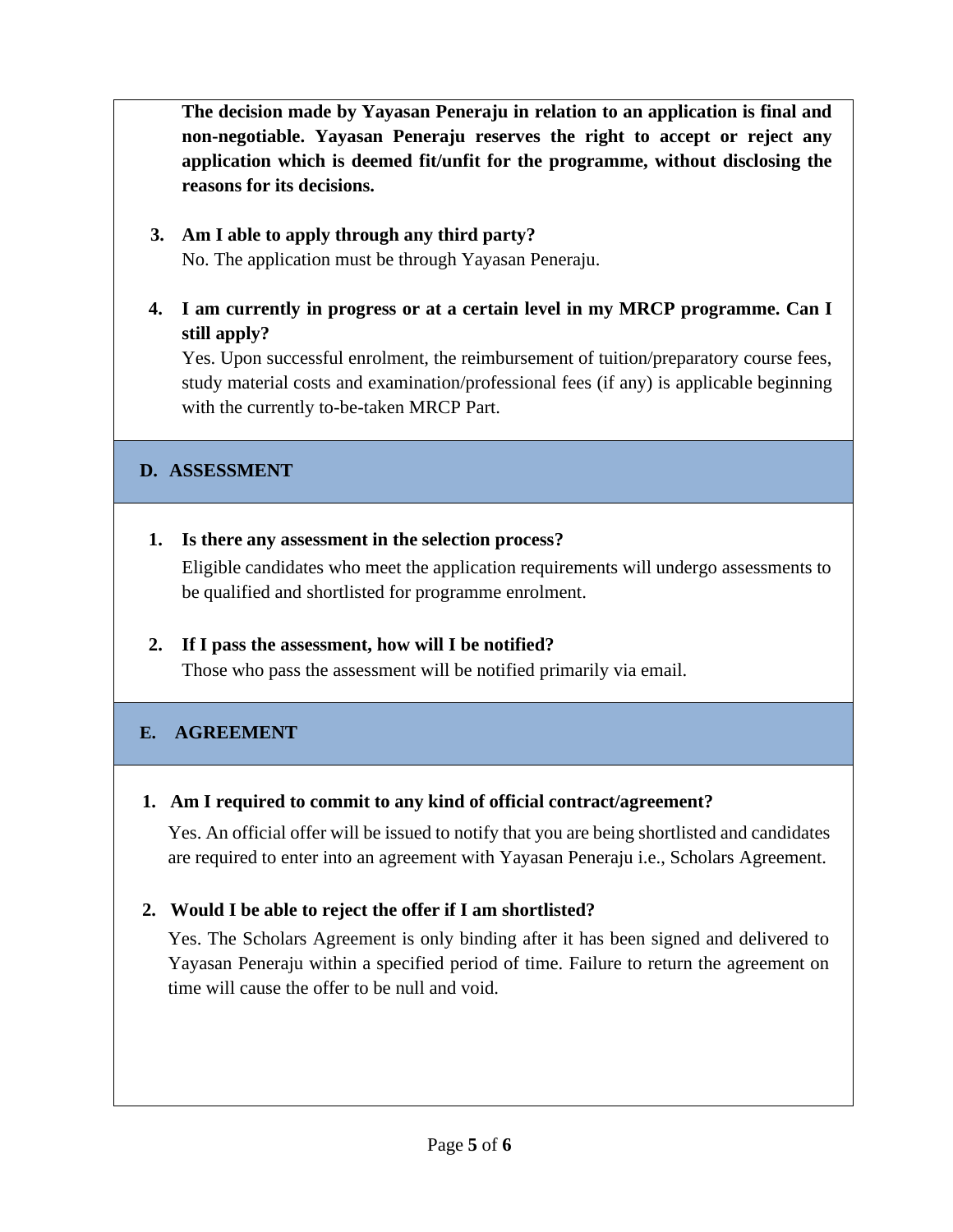**The decision made by Yayasan Peneraju in relation to an application is final and non-negotiable. Yayasan Peneraju reserves the right to accept or reject any application which is deemed fit/unfit for the programme, without disclosing the reasons for its decisions.**

3. **Am I able to apply through any third party?**
   No. The application must be through Yayasan Peneraju.

4. **I am currently in progress or at a certain level in my MRCP programme. Can I still apply?**
   Yes. Upon successful enrolment, the reimbursement of tuition/preparatory course fees, study material costs and examination/professional fees (if any) is applicable beginning with the currently to-be-taken MRCP Part.

## D. ASSESSMENT

1. **Is there any assessment in the selection process?**
   Eligible candidates who meet the application requirements will undergo assessments to be qualified and shortlisted for programme enrolment.

2. **If I pass the assessment, how will I be notified?**
   Those who pass the assessment will be notified primarily via email.

## E. AGREEMENT

1. **Am I required to commit to any kind of official contract/agreement?**
   Yes. An official offer will be issued to notify that you are being shortlisted and candidates are required to enter into an agreement with Yayasan Peneraju i.e., Scholars Agreement.

2. **Would I be able to reject the offer if I am shortlisted?**
   Yes. The Scholars Agreement is only binding after it has been signed and delivered to Yayasan Peneraju within a specified period of time. Failure to return the agreement on time will cause the offer to be null and void.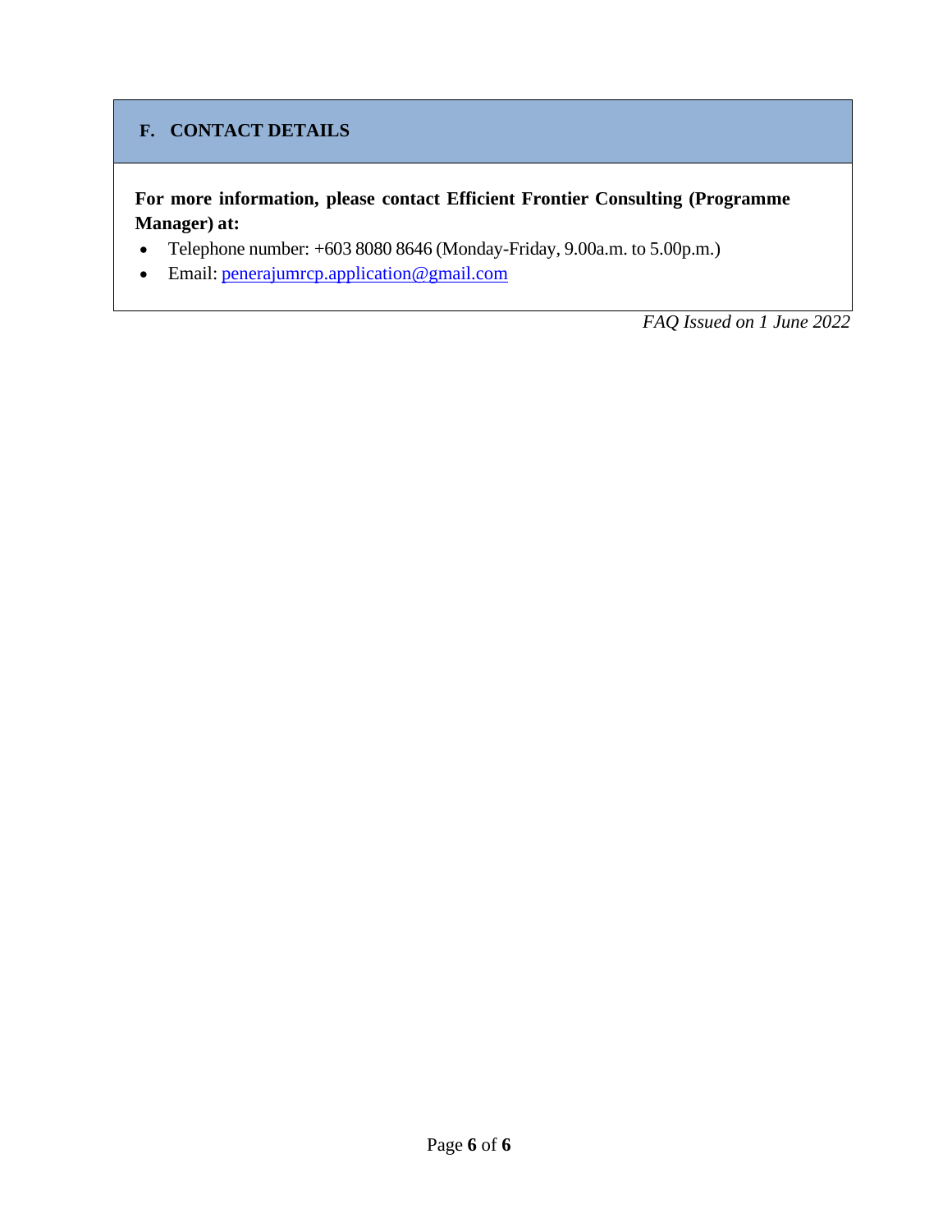## F. CONTACT DETAILS

**For more information, please contact Efficient Frontier Consulting (Programme Manager) at:**

- Telephone number: +603 8080 8646 (Monday-Friday, 9.00a.m. to 5.00p.m.)
- Email: penerajumrcp.application@gmail.com

*FAQ Issued on 1 June 2022*